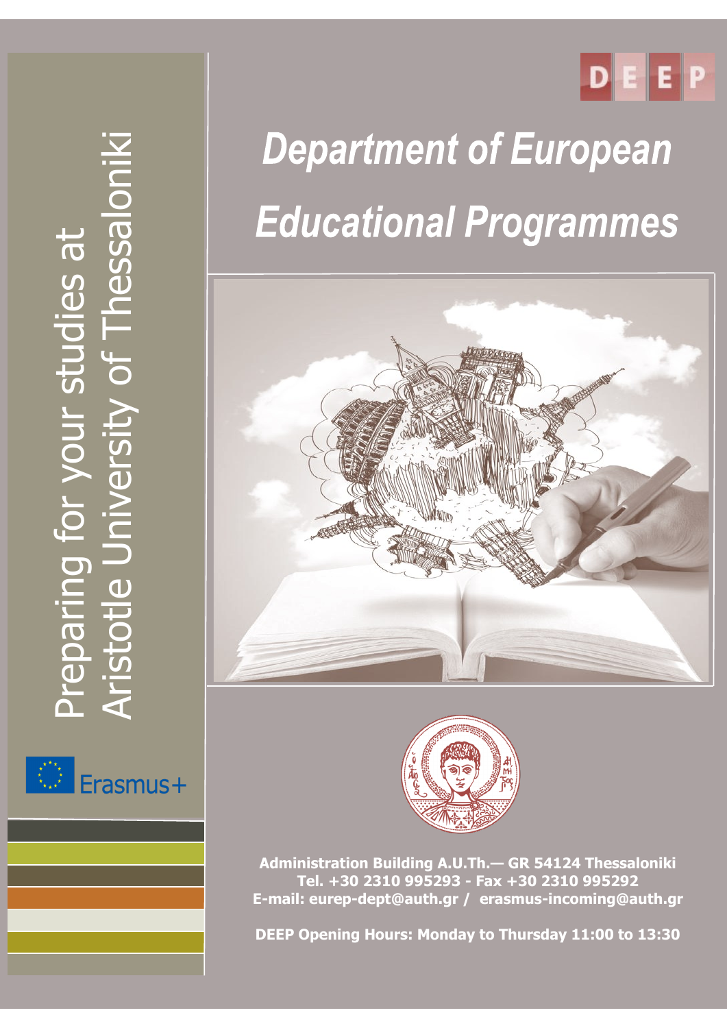# Preparing for your studies at Aristotle University of Thessaloniki

Erasmus+

DEEP

# *Department of European Educational Programmes*

**Administration Building A.U.Th.— GR 54124 Thessaloniki**
**Tel. +30 2310 995293 - Fax +30 2310 995292**
**E-mail: eurep-dept@auth.gr / erasmus-incoming@auth.gr**

**DEEP Opening Hours: Monday to Thursday 11:00 to 13:30**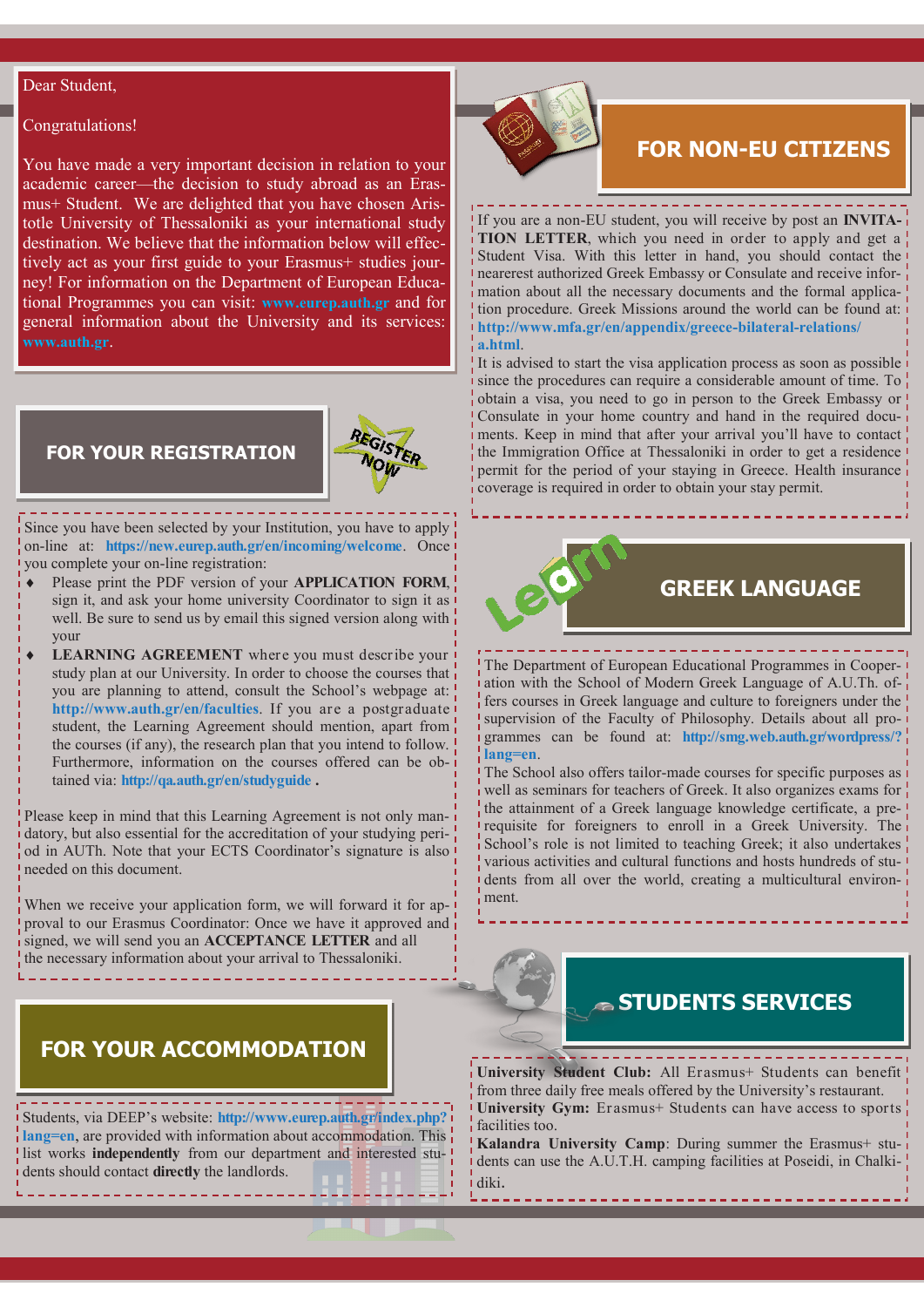Dear Student,

Congratulations!

You have made a very important decision in relation to your academic career—the decision to study abroad as an Erasmus+ Student. We are delighted that you have chosen Aristotle University of Thessaloniki as your international study destination. We believe that the information below will effectively act as your first guide to your Erasmus+ studies journey! For information on the Department of European Educational Programmes you can visit: www.eurep.auth.gr and for general information about the University and its services: www.auth.gr.

## FOR YOUR REGISTRATION

Since you have been selected by your Institution, you have to apply on-line at: **https://new.eurep.auth.gr/en/incoming/welcome**. Once you complete your on-line registration:

- Please print the PDF version of your **APPLICATION FORM**, sign it, and ask your home university Coordinator to sign it as well. Be sure to send us by email this signed version along with your
- **LEARNING AGREEMENT** where you must describe your study plan at our University. In order to choose the courses that you are planning to attend, consult the School's webpage at: **http://www.auth.gr/en/faculties**. If you are a postgraduate student, the Learning Agreement should mention, apart from the courses (if any), the research plan that you intend to follow. Furthermore, information on the courses offered can be obtained via: **http://qa.auth.gr/en/studyguide** .

Please keep in mind that this Learning Agreement is not only mandatory, but also essential for the accreditation of your studying period in AUTh. Note that your ECTS Coordinator's signature is also needed on this document.

When we receive your application form, we will forward it for approval to our Erasmus Coordinator: Once we have it approved and signed, we will send you an **ACCEPTANCE LETTER** and all the necessary information about your arrival to Thessaloniki.

## FOR YOUR ACCOMMODATION

Students, via DEEP's website: **http://www.eurep.auth.gr/index.php?lang=en**, are provided with information about accommodation. This list works **independently** from our department and interested students should contact **directly** the landlords.

## FOR NON-EU CITIZENS

If you are a non-EU student, you will receive by post an **INVITATION LETTER**, which you need in order to apply and get a Student Visa. With this letter in hand, you should contact the nearerest authorized Greek Embassy or Consulate and receive information about all the necessary documents and the formal application procedure. Greek Missions around the world can be found at: **http://www.mfa.gr/en/appendix/greece-bilateral-relations/a.html**.

It is advised to start the visa application process as soon as possible since the procedures can require a considerable amount of time. To obtain a visa, you need to go in person to the Greek Embassy or Consulate in your home country and hand in the required documents. Keep in mind that after your arrival you'll have to contact the Immigration Office at Thessaloniki in order to get a residence permit for the period of your staying in Greece. Health insurance coverage is required in order to obtain your stay permit.

## GREEK LANGUAGE

The Department of European Educational Programmes in Cooperation with the School of Modern Greek Language of A.U.Th. offers courses in Greek language and culture to foreigners under the supervision of the Faculty of Philosophy. Details about all programmes can be found at: **http://smg.web.auth.gr/wordpress/?lang=en**.

The School also offers tailor-made courses for specific purposes as well as seminars for teachers of Greek. It also organizes exams for the attainment of a Greek language knowledge certificate, a prerequisite for foreigners to enroll in a Greek University. The School's role is not limited to teaching Greek; it also undertakes various activities and cultural functions and hosts hundreds of students from all over the world, creating a multicultural environment.

## STUDENTS SERVICES

**University Student Club:** All Erasmus+ Students can benefit from three daily free meals offered by the University's restaurant.

**University Gym:** Erasmus+ Students can have access to sports facilities too.

**Kalandra University Camp**: During summer the Erasmus+ students can use the A.U.T.H. camping facilities at Poseidi, in Chalkidiki.